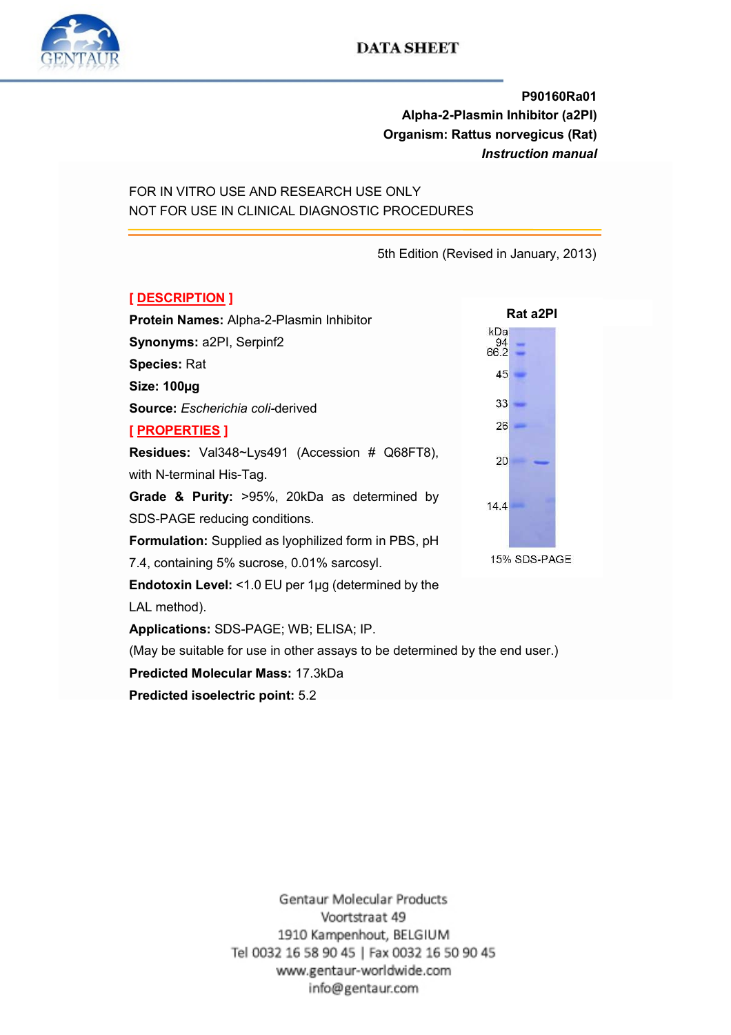# DATA SHEET

**P90160Ra01**
**Alpha-2-Plasmin Inhibitor (a2PI)**
**Organism: Rattus norvegicus (Rat)**
***Instruction manual***

FOR IN VITRO USE AND RESEARCH USE ONLY
NOT FOR USE IN CLINICAL DIAGNOSTIC PROCEDURES

5th Edition (Revised in January, 2013)

## [ DESCRIPTION ]

**Protein Names:** Alpha-2-Plasmin Inhibitor

**Synonyms:** a2PI, Serpinf2

**Species:** Rat

**Size: 100µg**

**Source:** *Escherichia coli*-derived

## [ PROPERTIES ]

**Residues:** Val348~Lys491 (Accession # Q68FT8), with N-terminal His-Tag.

**Grade & Purity:** >95%, 20kDa as determined by SDS-PAGE reducing conditions.

**Formulation:** Supplied as lyophilized form in PBS, pH 7.4, containing 5% sucrose, 0.01% sarcosyl.

**Endotoxin Level:** <1.0 EU per 1µg (determined by the LAL method).

**Applications:** SDS-PAGE; WB; ELISA; IP.

(May be suitable for use in other assays to be determined by the end user.)

**Predicted Molecular Mass:** 17.3kDa

**Predicted isoelectric point:** 5.2

**Rat a2PI**

kDa: 94, 66.2, 45, 33, 26, 20, 14.4

15% SDS-PAGE

Gentaur Molecular Products
Voortstraat 49
1910 Kampenhout, BELGIUM
Tel 0032 16 58 90 45 | Fax 0032 16 50 90 45
www.gentaur-worldwide.com
info@gentaur.com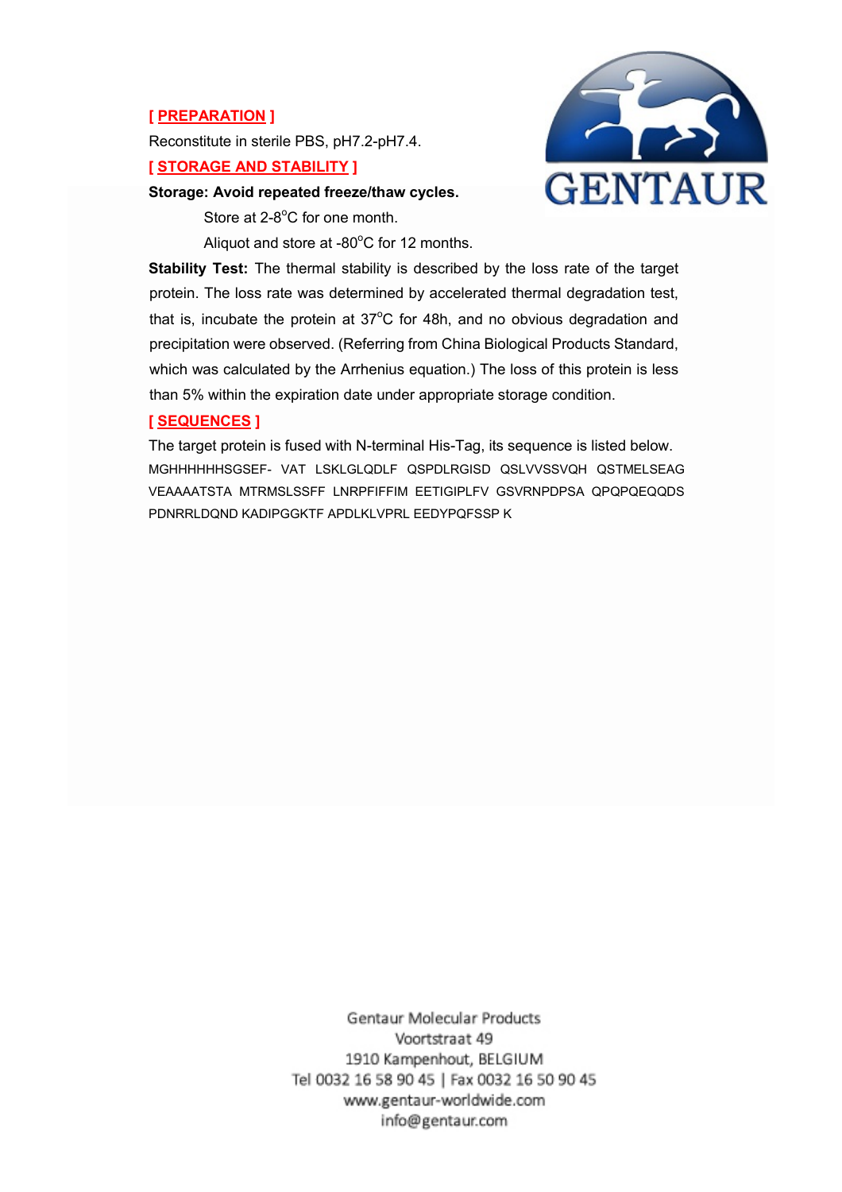## [ PREPARATION ]

Reconstitute in sterile PBS, pH7.2-pH7.4.

## [ STORAGE AND STABILITY ]

**Storage: Avoid repeated freeze/thaw cycles.**

Store at 2-8°C for one month.

Aliquot and store at -80°C for 12 months.

**Stability Test:** The thermal stability is described by the loss rate of the target protein. The loss rate was determined by accelerated thermal degradation test, that is, incubate the protein at 37°C for 48h, and no obvious degradation and precipitation were observed. (Referring from China Biological Products Standard, which was calculated by the Arrhenius equation.) The loss of this protein is less than 5% within the expiration date under appropriate storage condition.

## [ SEQUENCES ]

The target protein is fused with N-terminal His-Tag, its sequence is listed below.

MGHHHHHHSGSEF- VAT LSKLGLQDLF QSPDLRGISD QSLVVSSVQH QSTMELSEAG VEAAAATSTA MTRMSLSSFF LNRPFIFFIM EETIGIPLFV GSVRNPDPSA QPQPQEQQDS PDNRRLDQND KADIPGGKTF APDLKLVPRL EEDYPQFSSP K

Gentaur Molecular Products
Voortstraat 49
1910 Kampenhout, BELGIUM
Tel 0032 16 58 90 45 | Fax 0032 16 50 90 45
www.gentaur-worldwide.com
info@gentaur.com